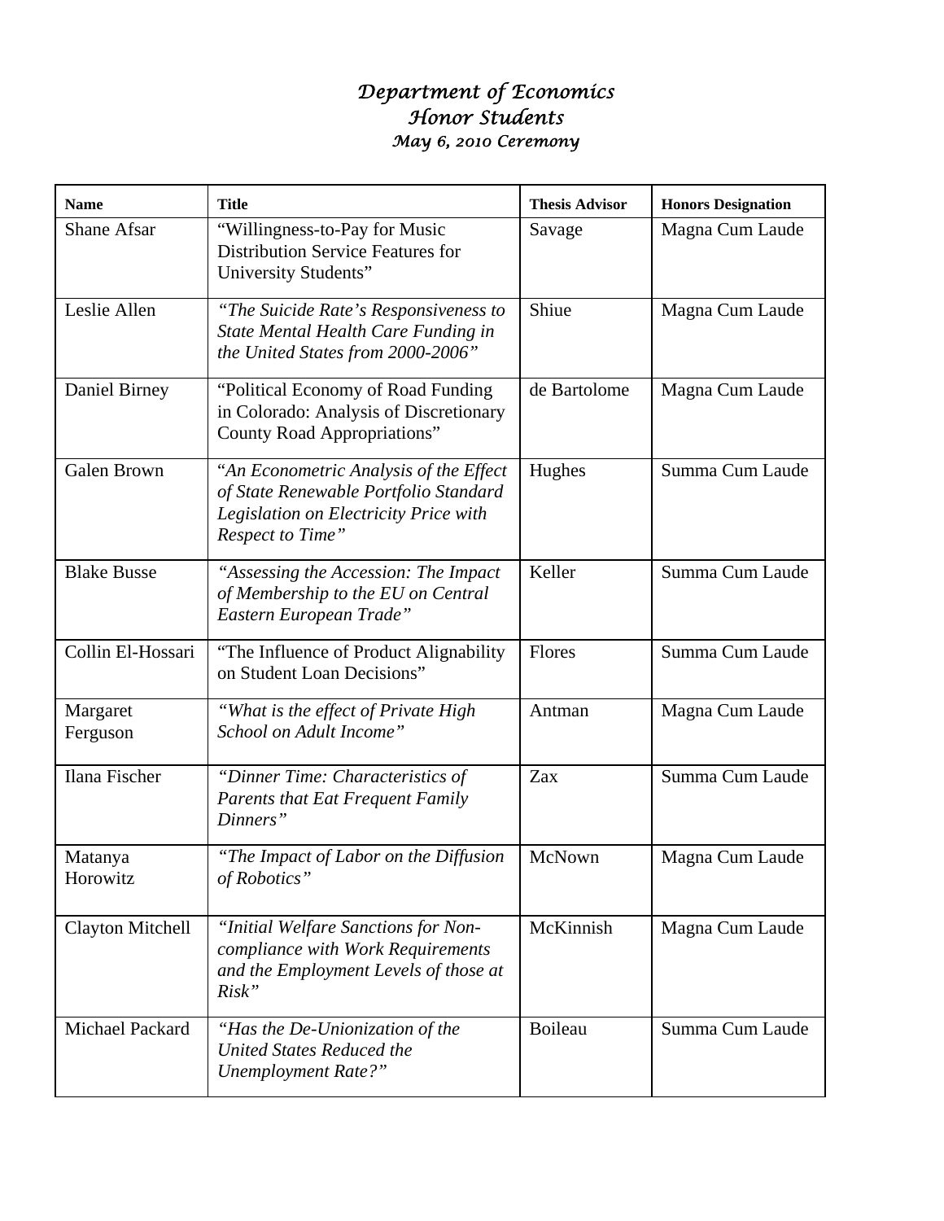# *Department of Economics*
## *Honor Students*
### *May 6, 2010 Ceremony*

| Name | Title | Thesis Advisor | Honors Designation |
|---|---|---|---|
| Shane Afsar | "Willingness-to-Pay for Music Distribution Service Features for University Students" | Savage | Magna Cum Laude |
| Leslie Allen | *"The Suicide Rate's Responsiveness to State Mental Health Care Funding in the United States from 2000-2006"* | Shiue | Magna Cum Laude |
| Daniel Birney | "Political Economy of Road Funding in Colorado: Analysis of Discretionary County Road Appropriations" | de Bartolome | Magna Cum Laude |
| Galen Brown | *"An Econometric Analysis of the Effect of State Renewable Portfolio Standard Legislation on Electricity Price with Respect to Time"* | Hughes | Summa Cum Laude |
| Blake Busse | *"Assessing the Accession: The Impact of Membership to the EU on Central Eastern European Trade"* | Keller | Summa Cum Laude |
| Collin El-Hossari | "The Influence of Product Alignability on Student Loan Decisions" | Flores | Summa Cum Laude |
| Margaret Ferguson | *"What is the effect of Private High School on Adult Income"* | Antman | Magna Cum Laude |
| Ilana Fischer | *"Dinner Time: Characteristics of Parents that Eat Frequent Family Dinners"* | Zax | Summa Cum Laude |
| Matanya Horowitz | *"The Impact of Labor on the Diffusion of Robotics"* | McNown | Magna Cum Laude |
| Clayton Mitchell | *"Initial Welfare Sanctions for Non-compliance with Work Requirements and the Employment Levels of those at Risk"* | McKinnish | Magna Cum Laude |
| Michael Packard | *"Has the De-Unionization of the United States Reduced the Unemployment Rate?"* | Boileau | Summa Cum Laude |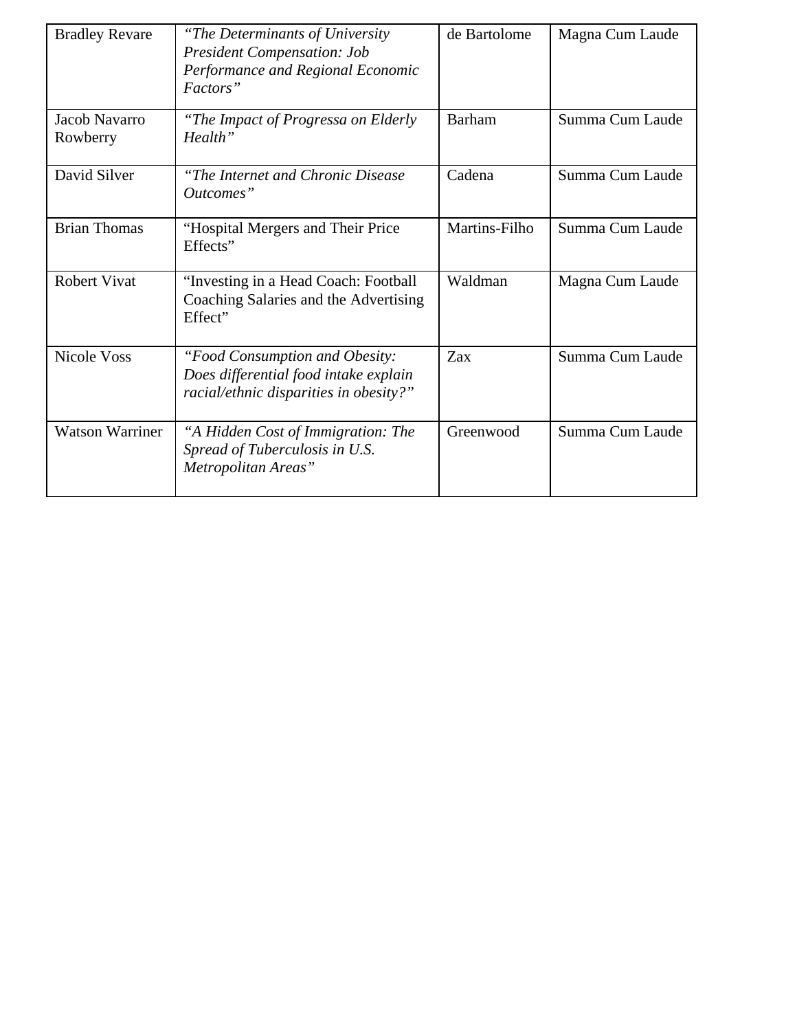| | | | |
|---|---|---|---|
| Bradley Revare | *"The Determinants of University President Compensation: Job Performance and Regional Economic Factors"* | de Bartolome | Magna Cum Laude |
| Jacob Navarro Rowberry | *"The Impact of Progressa on Elderly Health"* | Barham | Summa Cum Laude |
| David Silver | *"The Internet and Chronic Disease Outcomes"* | Cadena | Summa Cum Laude |
| Brian Thomas | "Hospital Mergers and Their Price Effects" | Martins-Filho | Summa Cum Laude |
| Robert Vivat | "Investing in a Head Coach: Football Coaching Salaries and the Advertising Effect" | Waldman | Magna Cum Laude |
| Nicole Voss | *"Food Consumption and Obesity: Does differential food intake explain racial/ethnic disparities in obesity?"* | Zax | Summa Cum Laude |
| Watson Warriner | *"A Hidden Cost of Immigration: The Spread of Tuberculosis in U.S. Metropolitan Areas"* | Greenwood | Summa Cum Laude |